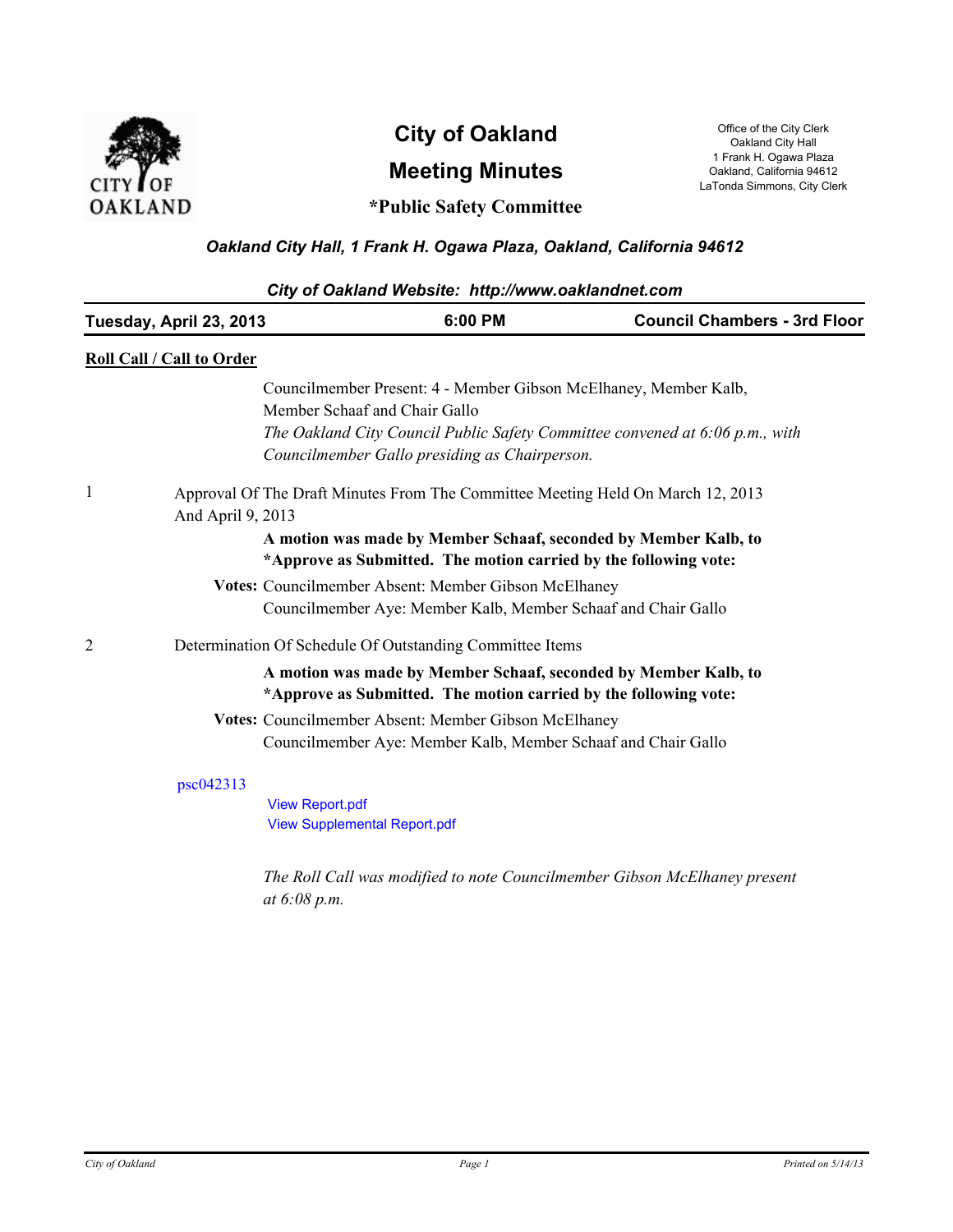# City of Oakland

# Meeting Minutes

## *Public Safety Committee

Office of the City Clerk
Oakland City Hall
1 Frank H. Ogawa Plaza
Oakland, California 94612
LaTonda Simmons, City Clerk

***Oakland City Hall, 1 Frank H. Ogawa Plaza, Oakland, California 94612***

***City of Oakland Website: http://www.oaklandnet.com***

**Tuesday, April 23, 2013** **6:00 PM** **Council Chambers - 3rd Floor**

**Roll Call / Call to Order**

Councilmember Present: 4 - Member Gibson McElhaney, Member Kalb, Member Schaaf and Chair Gallo

*The Oakland City Council Public Safety Committee convened at 6:06 p.m., with Councilmember Gallo presiding as Chairperson.*

1 Approval Of The Draft Minutes From The Committee Meeting Held On March 12, 2013 And April 9, 2013

**A motion was made by Member Schaaf, seconded by Member Kalb, to *Approve as Submitted. The motion carried by the following vote:**

**Votes:** Councilmember Absent: Member Gibson McElhaney
Councilmember Aye: Member Kalb, Member Schaaf and Chair Gallo

2 Determination Of Schedule Of Outstanding Committee Items

**A motion was made by Member Schaaf, seconded by Member Kalb, to *Approve as Submitted. The motion carried by the following vote:**

**Votes:** Councilmember Absent: Member Gibson McElhaney
Councilmember Aye: Member Kalb, Member Schaaf and Chair Gallo

psc042313

View Report.pdf
View Supplemental Report.pdf

*The Roll Call was modified to note Councilmember Gibson McElhaney present at 6:08 p.m.*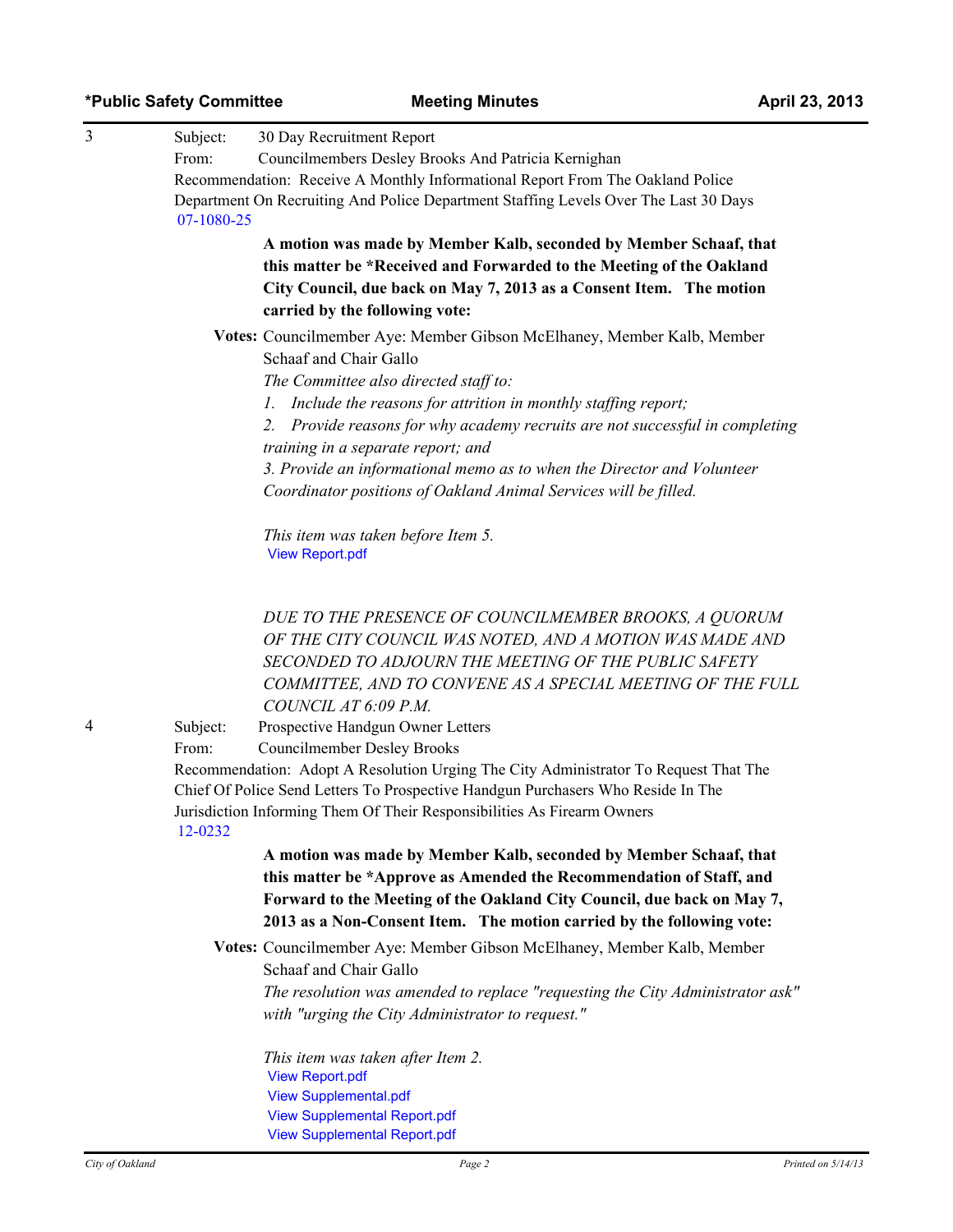3

Subject: 30 Day Recruitment Report
From: Councilmembers Desley Brooks And Patricia Kernighan
Recommendation: Receive A Monthly Informational Report From The Oakland Police Department On Recruiting And Police Department Staffing Levels Over The Last 30 Days
07-1080-25

**A motion was made by Member Kalb, seconded by Member Schaaf, that this matter be *Received and Forwarded to the Meeting of the Oakland City Council, due back on May 7, 2013 as a Consent Item. The motion carried by the following vote:**

**Votes:** Councilmember Aye: Member Gibson McElhaney, Member Kalb, Member Schaaf and Chair Gallo

*The Committee also directed staff to:*

*1. Include the reasons for attrition in monthly staffing report;*

*2. Provide reasons for why academy recruits are not successful in completing training in a separate report; and*

*3. Provide an informational memo as to when the Director and Volunteer Coordinator positions of Oakland Animal Services will be filled.*

*This item was taken before Item 5.*

View Report.pdf

*DUE TO THE PRESENCE OF COUNCILMEMBER BROOKS, A QUORUM OF THE CITY COUNCIL WAS NOTED, AND A MOTION WAS MADE AND SECONDED TO ADJOURN THE MEETING OF THE PUBLIC SAFETY COMMITTEE, AND TO CONVENE AS A SPECIAL MEETING OF THE FULL COUNCIL AT 6:09 P.M.*

4

Subject: Prospective Handgun Owner Letters
From: Councilmember Desley Brooks
Recommendation: Adopt A Resolution Urging The City Administrator To Request That The Chief Of Police Send Letters To Prospective Handgun Purchasers Who Reside In The Jurisdiction Informing Them Of Their Responsibilities As Firearm Owners
12-0232

**A motion was made by Member Kalb, seconded by Member Schaaf, that this matter be *Approve as Amended the Recommendation of Staff, and Forward to the Meeting of the Oakland City Council, due back on May 7, 2013 as a Non-Consent Item. The motion carried by the following vote:**

**Votes:** Councilmember Aye: Member Gibson McElhaney, Member Kalb, Member Schaaf and Chair Gallo

*The resolution was amended to replace "requesting the City Administrator ask" with "urging the City Administrator to request."*

*This item was taken after Item 2.*

View Report.pdf
View Supplemental.pdf
View Supplemental Report.pdf
View Supplemental Report.pdf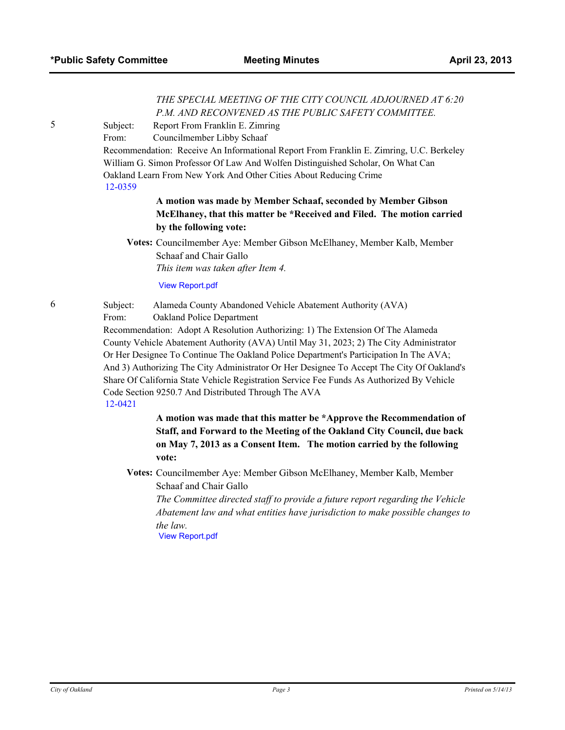*THE SPECIAL MEETING OF THE CITY COUNCIL ADJOURNED AT 6:20 P.M. AND RECONVENED AS THE PUBLIC SAFETY COMMITTEE.*

5

Subject: Report From Franklin E. Zimring

From: Councilmember Libby Schaaf

Recommendation: Receive An Informational Report From Franklin E. Zimring, U.C. Berkeley William G. Simon Professor Of Law And Wolfen Distinguished Scholar, On What Can Oakland Learn From New York And Other Cities About Reducing Crime

12-0359

**A motion was made by Member Schaaf, seconded by Member Gibson McElhaney, that this matter be *Received and Filed. The motion carried by the following vote:**

**Votes:** Councilmember Aye: Member Gibson McElhaney, Member Kalb, Member Schaaf and Chair Gallo

*This item was taken after Item 4.*

View Report.pdf

6

Subject: Alameda County Abandoned Vehicle Abatement Authority (AVA)

From: Oakland Police Department

Recommendation: Adopt A Resolution Authorizing: 1) The Extension Of The Alameda County Vehicle Abatement Authority (AVA) Until May 31, 2023; 2) The City Administrator Or Her Designee To Continue The Oakland Police Department's Participation In The AVA; And 3) Authorizing The City Administrator Or Her Designee To Accept The City Of Oakland's Share Of California State Vehicle Registration Service Fee Funds As Authorized By Vehicle Code Section 9250.7 And Distributed Through The AVA

12-0421

**A motion was made that this matter be *Approve the Recommendation of Staff, and Forward to the Meeting of the Oakland City Council, due back on May 7, 2013 as a Consent Item. The motion carried by the following vote:**

**Votes:** Councilmember Aye: Member Gibson McElhaney, Member Kalb, Member Schaaf and Chair Gallo

*The Committee directed staff to provide a future report regarding the Vehicle Abatement law and what entities have jurisdiction to make possible changes to the law.*

View Report.pdf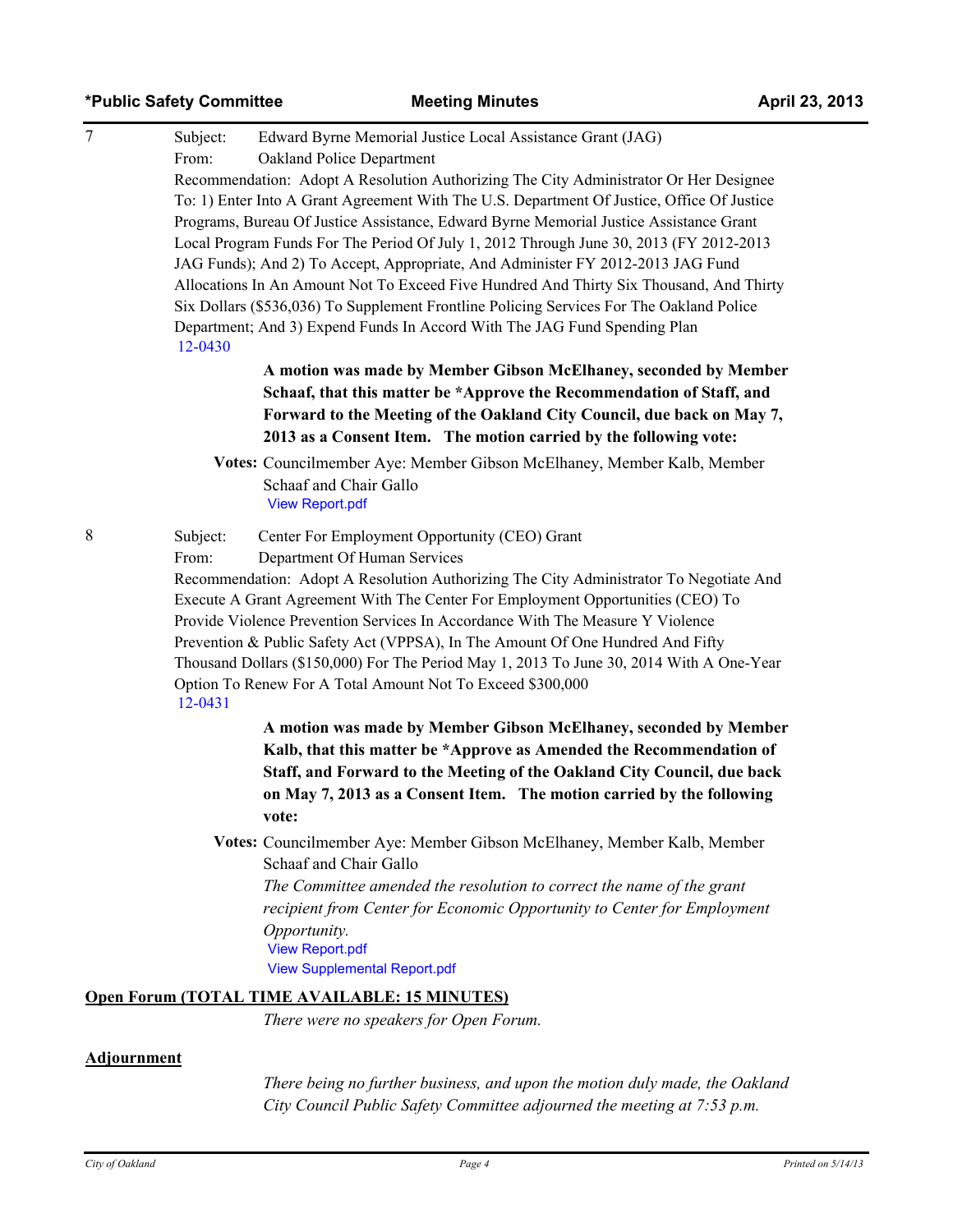7 Subject: Edward Byrne Memorial Justice Local Assistance Grant (JAG)
From: Oakland Police Department
Recommendation: Adopt A Resolution Authorizing The City Administrator Or Her Designee To: 1) Enter Into A Grant Agreement With The U.S. Department Of Justice, Office Of Justice Programs, Bureau Of Justice Assistance, Edward Byrne Memorial Justice Assistance Grant Local Program Funds For The Period Of July 1, 2012 Through June 30, 2013 (FY 2012-2013 JAG Funds); And 2) To Accept, Appropriate, And Administer FY 2012-2013 JAG Fund Allocations In An Amount Not To Exceed Five Hundred And Thirty Six Thousand, And Thirty Six Dollars ($536,036) To Supplement Frontline Policing Services For The Oakland Police Department; And 3) Expend Funds In Accord With The JAG Fund Spending Plan
12-0430

**A motion was made by Member Gibson McElhaney, seconded by Member Schaaf, that this matter be *Approve the Recommendation of Staff, and Forward to the Meeting of the Oakland City Council, due back on May 7, 2013 as a Consent Item. The motion carried by the following vote:**

**Votes:** Councilmember Aye: Member Gibson McElhaney, Member Kalb, Member Schaaf and Chair Gallo

View Report.pdf

8 Subject: Center For Employment Opportunity (CEO) Grant
From: Department Of Human Services
Recommendation: Adopt A Resolution Authorizing The City Administrator To Negotiate And Execute A Grant Agreement With The Center For Employment Opportunities (CEO) To Provide Violence Prevention Services In Accordance With The Measure Y Violence Prevention & Public Safety Act (VPPSA), In The Amount Of One Hundred And Fifty Thousand Dollars ($150,000) For The Period May 1, 2013 To June 30, 2014 With A One-Year Option To Renew For A Total Amount Not To Exceed $300,000
12-0431

**A motion was made by Member Gibson McElhaney, seconded by Member Kalb, that this matter be *Approve as Amended the Recommendation of Staff, and Forward to the Meeting of the Oakland City Council, due back on May 7, 2013 as a Consent Item. The motion carried by the following vote:**

**Votes:** Councilmember Aye: Member Gibson McElhaney, Member Kalb, Member Schaaf and Chair Gallo

*The Committee amended the resolution to correct the name of the grant recipient from Center for Economic Opportunity to Center for Employment Opportunity.*

View Report.pdf

View Supplemental Report.pdf

**Open Forum (TOTAL TIME AVAILABLE: 15 MINUTES)**

*There were no speakers for Open Forum.*

**Adjournment**

*There being no further business, and upon the motion duly made, the Oakland City Council Public Safety Committee adjourned the meeting at 7:53 p.m.*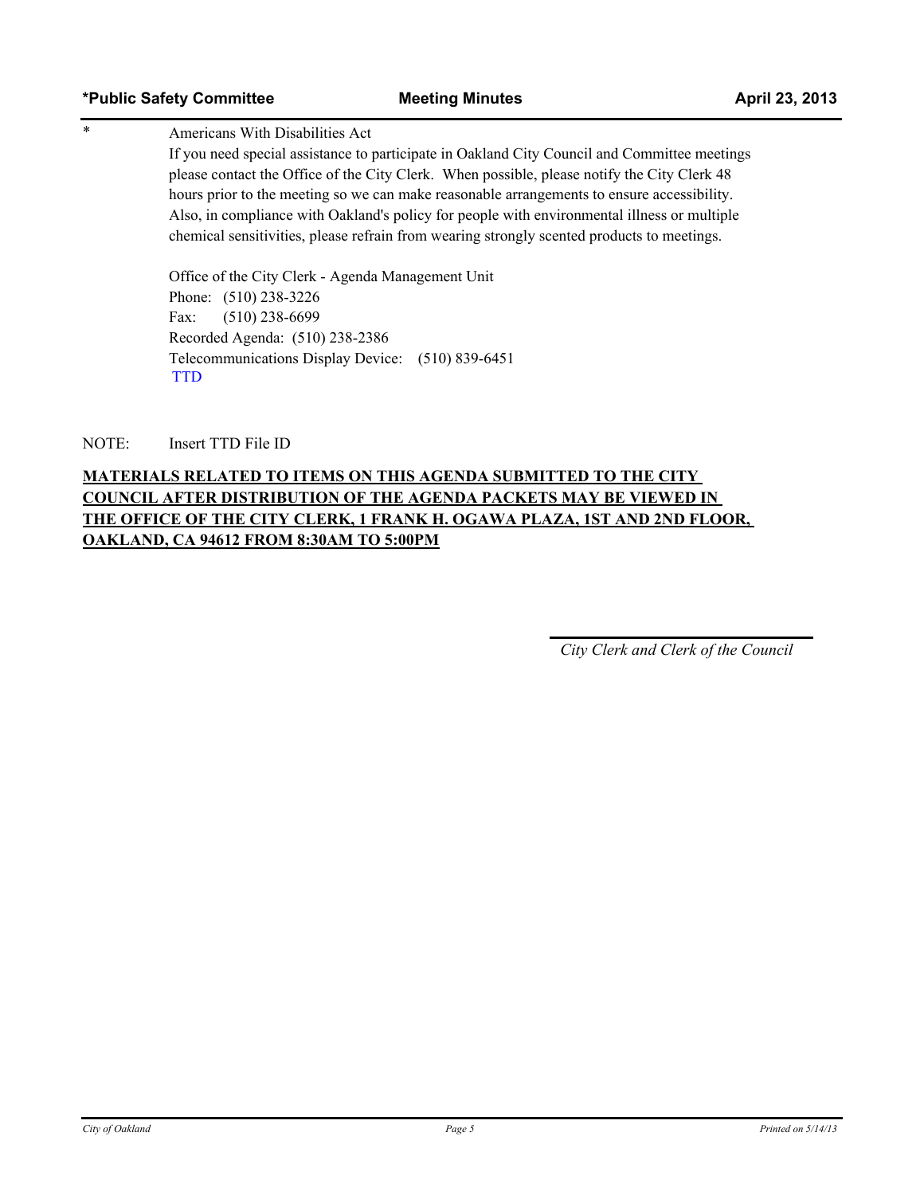\* Americans With Disabilities Act

If you need special assistance to participate in Oakland City Council and Committee meetings please contact the Office of the City Clerk. When possible, please notify the City Clerk 48 hours prior to the meeting so we can make reasonable arrangements to ensure accessibility. Also, in compliance with Oakland's policy for people with environmental illness or multiple chemical sensitivities, please refrain from wearing strongly scented products to meetings.

Office of the City Clerk - Agenda Management Unit
Phone: (510) 238-3226
Fax: (510) 238-6699
Recorded Agenda: (510) 238-2386
Telecommunications Display Device: (510) 839-6451
TTD

NOTE: Insert TTD File ID

**MATERIALS RELATED TO ITEMS ON THIS AGENDA SUBMITTED TO THE CITY COUNCIL AFTER DISTRIBUTION OF THE AGENDA PACKETS MAY BE VIEWED IN THE OFFICE OF THE CITY CLERK, 1 FRANK H. OGAWA PLAZA, 1ST AND 2ND FLOOR, OAKLAND, CA 94612 FROM 8:30AM TO 5:00PM**

*City Clerk and Clerk of the Council*